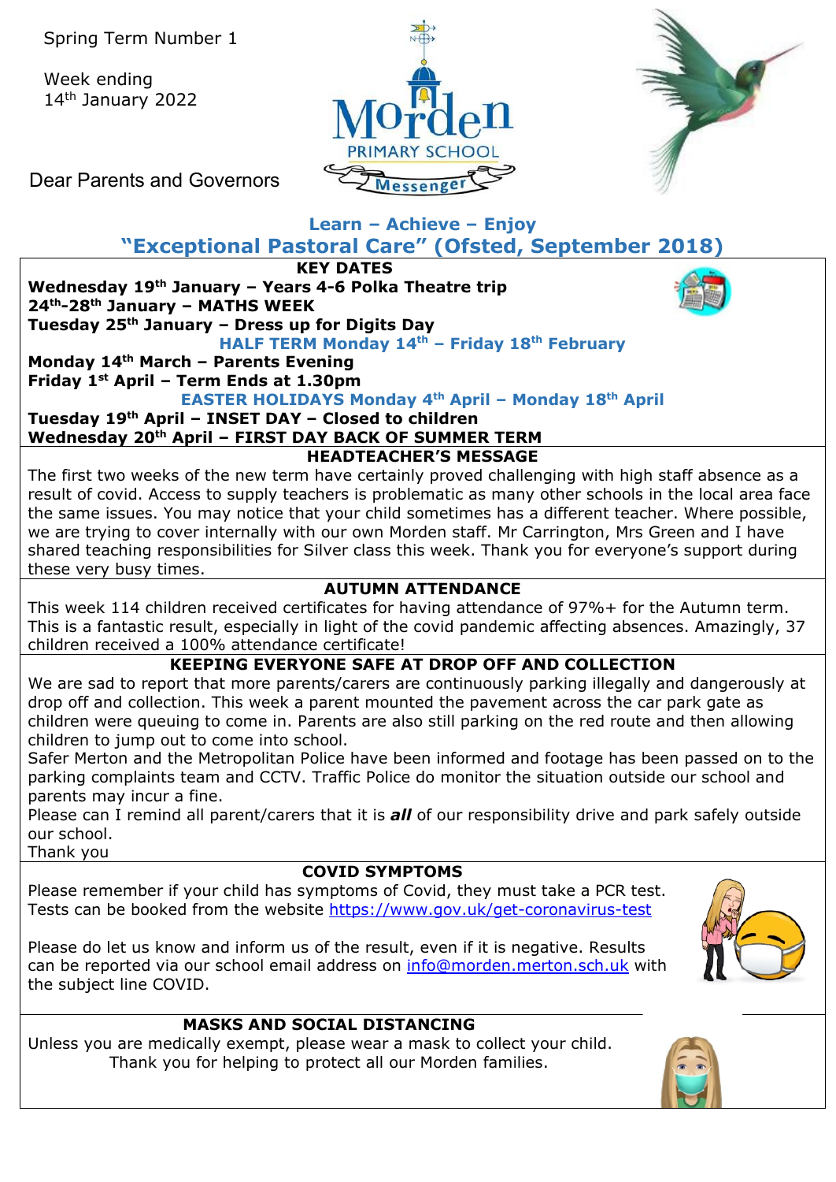Spring Term Number 1

Week ending
14th January 2022

Morden Primary School Messenger

Dear Parents and Governors

**Learn – Achieve – Enjoy**

## "Exceptional Pastoral Care" (Ofsted, September 2018)

### KEY DATES

**Wednesday 19th January – Years 4-6 Polka Theatre trip**
**24th-28th January – MATHS WEEK**
**Tuesday 25th January – Dress up for Digits Day**
**HALF TERM Monday 14th – Friday 18th February**
**Monday 14th March – Parents Evening**
**Friday 1st April – Term Ends at 1.30pm**
**EASTER HOLIDAYS Monday 4th April – Monday 18th April**
**Tuesday 19th April – INSET DAY – Closed to children**
**Wednesday 20th April – FIRST DAY BACK OF SUMMER TERM**

### HEADTEACHER'S MESSAGE

The first two weeks of the new term have certainly proved challenging with high staff absence as a result of covid. Access to supply teachers is problematic as many other schools in the local area face the same issues. You may notice that your child sometimes has a different teacher. Where possible, we are trying to cover internally with our own Morden staff. Mr Carrington, Mrs Green and I have shared teaching responsibilities for Silver class this week. Thank you for everyone's support during these very busy times.

### AUTUMN ATTENDANCE

This week 114 children received certificates for having attendance of 97%+ for the Autumn term. This is a fantastic result, especially in light of the covid pandemic affecting absences. Amazingly, 37 children received a 100% attendance certificate!

### KEEPING EVERYONE SAFE AT DROP OFF AND COLLECTION

We are sad to report that more parents/carers are continuously parking illegally and dangerously at drop off and collection. This week a parent mounted the pavement across the car park gate as children were queuing to come in. Parents are also still parking on the red route and then allowing children to jump out to come into school.

Safer Merton and the Metropolitan Police have been informed and footage has been passed on to the parking complaints team and CCTV. Traffic Police do monitor the situation outside our school and parents may incur a fine.

Please can I remind all parent/carers that it is ***all*** of our responsibility drive and park safely outside our school.

Thank you

### COVID SYMPTOMS

Please remember if your child has symptoms of Covid, they must take a PCR test. Tests can be booked from the website https://www.gov.uk/get-coronavirus-test

Please do let us know and inform us of the result, even if it is negative. Results can be reported via our school email address on info@morden.merton.sch.uk with the subject line COVID.

### MASKS AND SOCIAL DISTANCING

Unless you are medically exempt, please wear a mask to collect your child.
Thank you for helping to protect all our Morden families.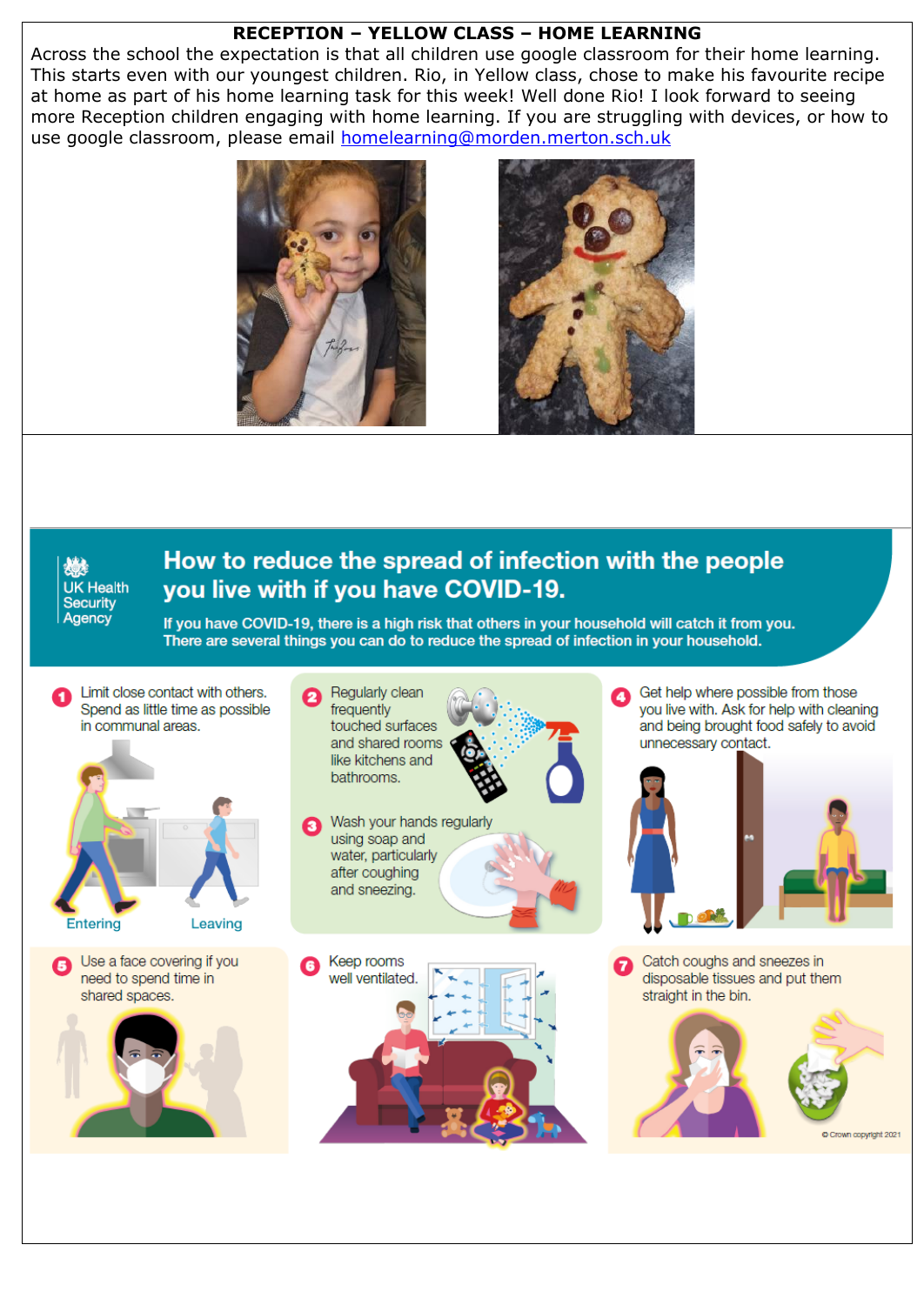**RECEPTION – YELLOW CLASS – HOME LEARNING**

Across the school the expectation is that all children use google classroom for their home learning. This starts even with our youngest children. Rio, in Yellow class, chose to make his favourite recipe at home as part of his home learning task for this week! Well done Rio! I look forward to seeing more Reception children engaging with home learning. If you are struggling with devices, or how to use google classroom, please email homelearning@morden.merton.sch.uk

UK Health Security Agency

## How to reduce the spread of infection with the people you live with if you have COVID-19.

**If you have COVID-19, there is a high risk that others in your household will catch it from you. There are several things you can do to reduce the spread of infection in your household.**

1. Limit close contact with others. Spend as little time as possible in communal areas.
   Entering | Leaving
2. Regularly clean frequently touched surfaces and shared rooms like kitchens and bathrooms.
3. Wash your hands regularly using soap and water, particularly after coughing and sneezing.
4. Get help where possible from those you live with. Ask for help with cleaning and being brought food safely to avoid unnecessary contact.
5. Use a face covering if you need to spend time in shared spaces.
6. Keep rooms well ventilated.
7. Catch coughs and sneezes in disposable tissues and put them straight in the bin.

© Crown copyright 2021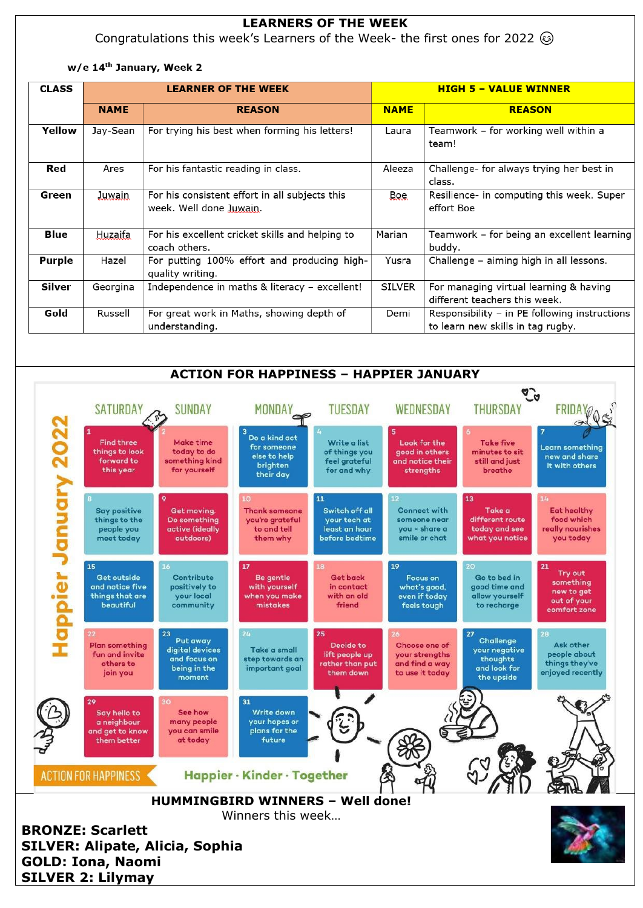# LEARNERS OF THE WEEK

Congratulations this week's Learners of the Week- the first ones for 2022 😊

**w/e 14th January, Week 2**

| CLASS | LEARNER OF THE WEEK | | HIGH 5 – VALUE WINNER | |
|---|---|---|---|---|
| | **NAME** | **REASON** | **NAME** | **REASON** |
| **Yellow** | Jay-Sean | For trying his best when forming his letters! | Laura | Teamwork – for working well within a team! |
| **Red** | Ares | For his fantastic reading in class. | Aleeza | Challenge- for always trying her best in class. |
| **Green** | Juwain | For his consistent effort in all subjects this week. Well done Juwain. | Boe | Resilience- in computing this week. Super effort Boe |
| **Blue** | Huzaifa | For his excellent cricket skills and helping to coach others. | Marian | Teamwork – for being an excellent learning buddy. |
| **Purple** | Hazel | For putting 100% effort and producing high-quality writing. | Yusra | Challenge – aiming high in all lessons. |
| **Silver** | Georgina | Independence in maths & literacy – excellent! | SILVER | For managing virtual learning & having different teachers this week. |
| **Gold** | Russell | For great work in Maths, showing depth of understanding. | Demi | Responsibility – in PE following instructions to learn new skills in tag rugby. |

## ACTION FOR HAPPINESS – HAPPIER JANUARY

**Happier January 2022**

| SATURDAY | SUNDAY | MONDAY | TUESDAY | WEDNESDAY | THURSDAY | FRIDAY |
|---|---|---|---|---|---|---|
| 1 Find three things to look forward to this year | 2 Make time today to do something kind for yourself | 3 Do a kind act for someone else to help brighten their day | 4 Write a list of things you feel grateful for and why | 5 Look for the good in others and notice their strengths | 6 Take five minutes to sit still and just breathe | 7 Learn something new and share it with others |
| 8 Say positive things to the people you meet today | 9 Get moving. Do something active (ideally outdoors) | 10 Thank someone you're grateful to and tell them why | 11 Switch off all your tech at least an hour before bedtime | 12 Connect with someone near you - share a smile or chat | 13 Take a different route today and see what you notice | 14 Eat healthy food which really nourishes you today |
| 15 Get outside and notice five things that are beautiful | 16 Contribute positively to your local community | 17 Be gentle with yourself when you make mistakes | 18 Get back in contact with an old friend | 19 Focus on what's good, even if today feels tough | 20 Go to bed in good time and allow yourself to recharge | 21 Try out something new to get out of your comfort zone |
| 22 Plan something fun and invite others to join you | 23 Put away digital devices and focus on being in the moment | 24 Take a small step towards an important goal | 25 Decide to lift people up rather than put them down | 26 Choose one of your strengths and find a way to use it today | 27 Challenge your negative thoughts and look for the upside | 28 Ask other people about things they've enjoyed recently |
| 29 Say hello to a neighbour and get to know them better | 30 See how many people you can smile at today | 31 Write down your hopes or plans for the future | | | | |

ACTION FOR HAPPINESS — Happier · Kinder · Together

## HUMMINGBIRD WINNERS – Well done!

Winners this week…

**BRONZE: Scarlett**
**SILVER: Alipate, Alicia, Sophia**
**GOLD: Iona, Naomi**
**SILVER 2: Lilymay**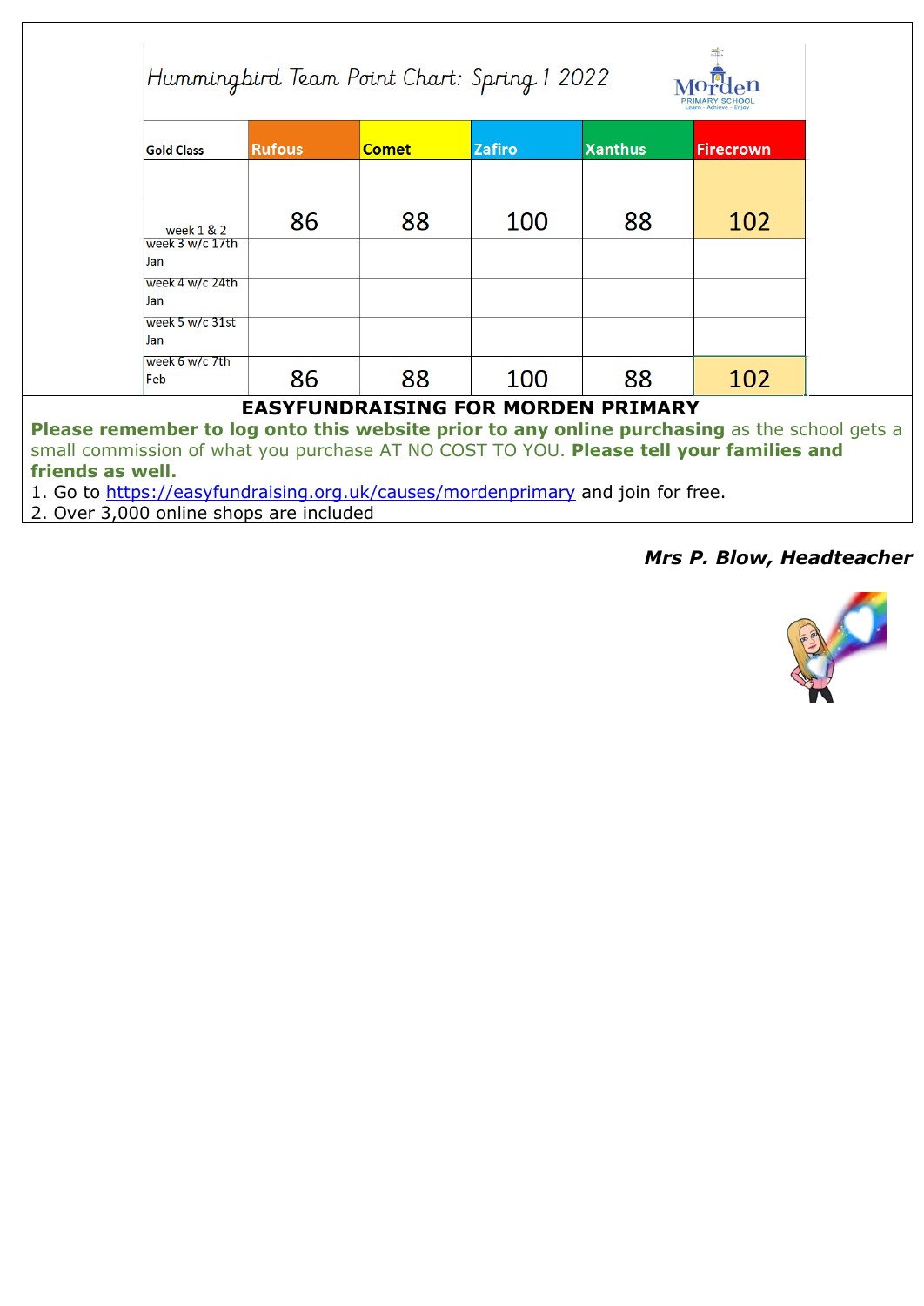## Hummingbird Team Point Chart: Spring 1 2022

| Gold Class | Rufous | Comet | Zafiro | Xanthus | Firecrown |
|---|---|---|---|---|---|
| week 1 & 2 | 86 | 88 | 100 | 88 | 102 |
| week 3 w/c 17th Jan | | | | | |
| week 4 w/c 24th Jan | | | | | |
| week 5 w/c 31st Jan | | | | | |
| week 6 w/c 7th Feb | 86 | 88 | 100 | 88 | 102 |

### EASYFUNDRAISING FOR MORDEN PRIMARY

**Please remember to log onto this website prior to any online purchasing** as the school gets a small commission of what you purchase AT NO COST TO YOU. **Please tell your families and friends as well.**

1. Go to https://easyfundraising.org.uk/causes/mordenprimary and join for free.
2. Over 3,000 online shops are included

***Mrs P. Blow, Headteacher***